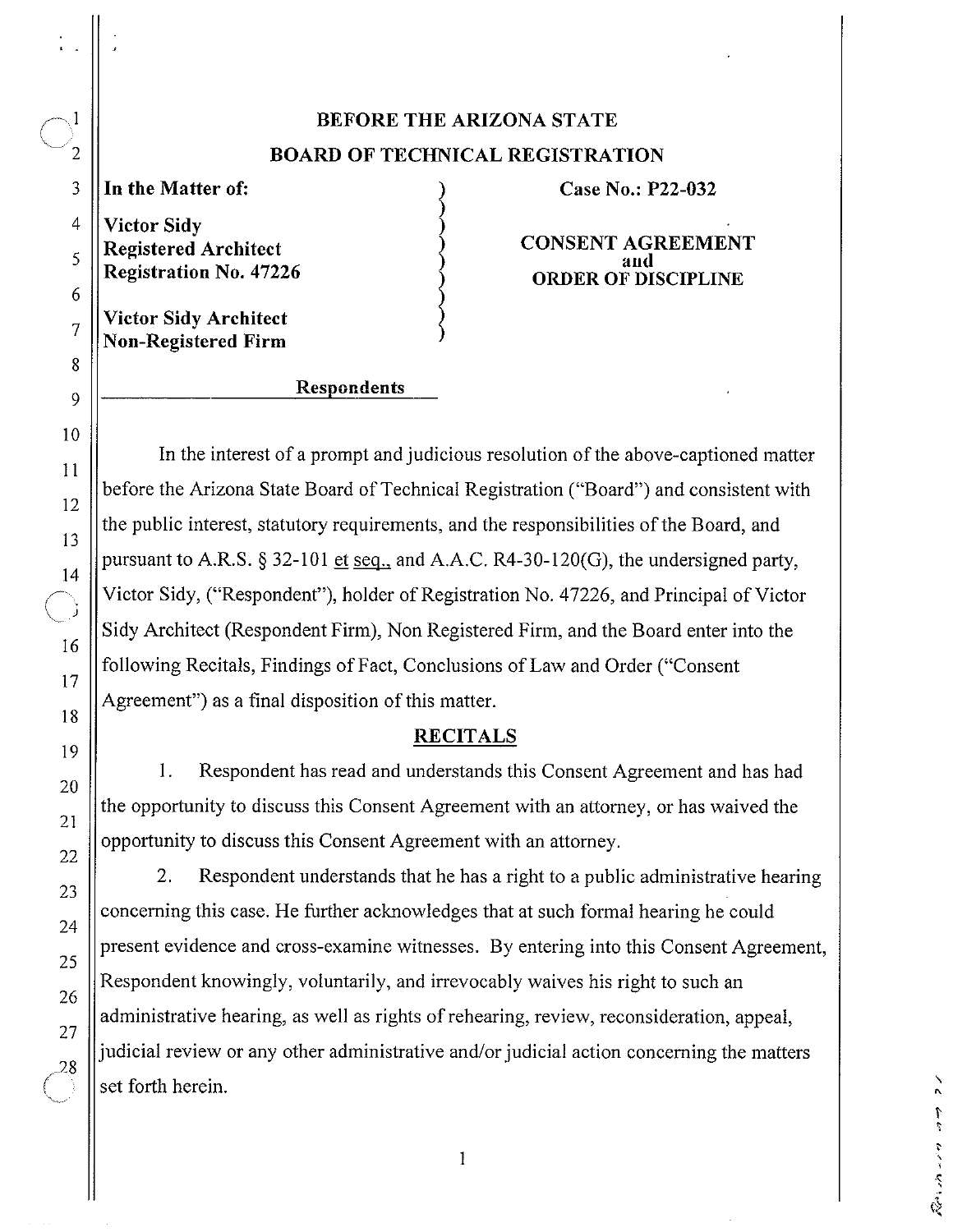# BEFORE THE ARIZONA STATE
# BOARD OF TECHNICAL REGISTRATION

| | |
|---|---|
| **In the Matter of:**<br><br>**Victor Sidy**<br>**Registered Architect**<br>**Registration No. 47226**<br><br>**Victor Sidy Architect**<br>**Non-Registered Firm** | **Case No.: P22-032**<br><br>**CONSENT AGREEMENT**<br>**and**<br>**ORDER OF DISCIPLINE** |

**Respondents**

In the interest of a prompt and judicious resolution of the above-captioned matter before the Arizona State Board of Technical Registration ("Board") and consistent with the public interest, statutory requirements, and the responsibilities of the Board, and pursuant to A.R.S. § 32-101 et seq., and A.A.C. R4-30-120(G), the undersigned party, Victor Sidy, ("Respondent"), holder of Registration No. 47226, and Principal of Victor Sidy Architect (Respondent Firm), Non Registered Firm, and the Board enter into the following Recitals, Findings of Fact, Conclusions of Law and Order ("Consent Agreement") as a final disposition of this matter.

## RECITALS

1. Respondent has read and understands this Consent Agreement and has had the opportunity to discuss this Consent Agreement with an attorney, or has waived the opportunity to discuss this Consent Agreement with an attorney.

2. Respondent understands that he has a right to a public administrative hearing concerning this case. He further acknowledges that at such formal hearing he could present evidence and cross-examine witnesses. By entering into this Consent Agreement, Respondent knowingly, voluntarily, and irrevocably waives his right to such an administrative hearing, as well as rights of rehearing, review, reconsideration, appeal, judicial review or any other administrative and/or judicial action concerning the matters set forth herein.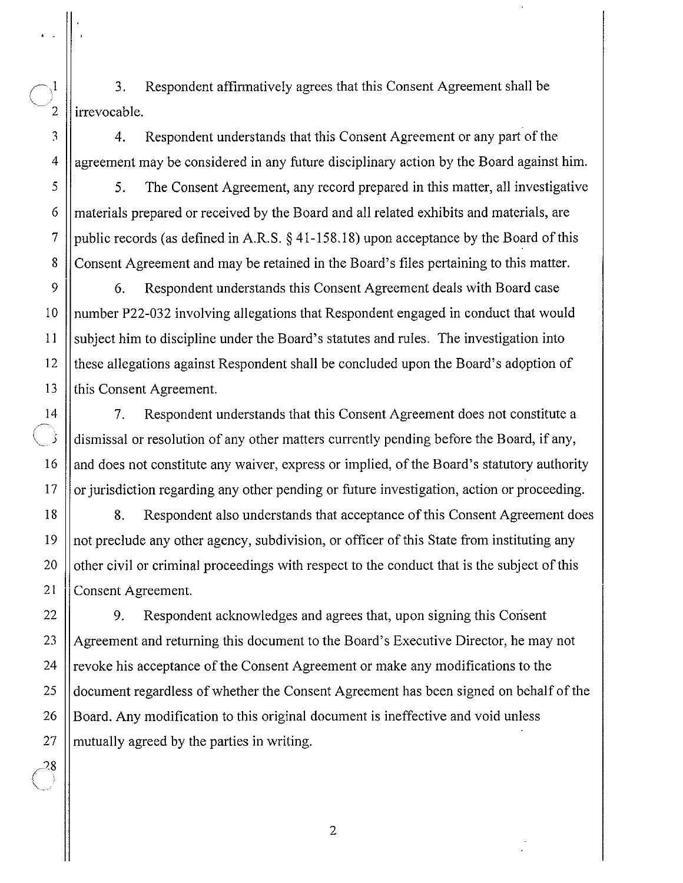3. Respondent affirmatively agrees that this Consent Agreement shall be irrevocable.

4. Respondent understands that this Consent Agreement or any part of the agreement may be considered in any future disciplinary action by the Board against him.

5. The Consent Agreement, any record prepared in this matter, all investigative materials prepared or received by the Board and all related exhibits and materials, are public records (as defined in A.R.S. § 41-158.18) upon acceptance by the Board of this Consent Agreement and may be retained in the Board's files pertaining to this matter.

6. Respondent understands this Consent Agreement deals with Board case number P22-032 involving allegations that Respondent engaged in conduct that would subject him to discipline under the Board's statutes and rules. The investigation into these allegations against Respondent shall be concluded upon the Board's adoption of this Consent Agreement.

7. Respondent understands that this Consent Agreement does not constitute a dismissal or resolution of any other matters currently pending before the Board, if any, and does not constitute any waiver, express or implied, of the Board's statutory authority or jurisdiction regarding any other pending or future investigation, action or proceeding.

8. Respondent also understands that acceptance of this Consent Agreement does not preclude any other agency, subdivision, or officer of this State from instituting any other civil or criminal proceedings with respect to the conduct that is the subject of this Consent Agreement.

9. Respondent acknowledges and agrees that, upon signing this Consent Agreement and returning this document to the Board's Executive Director, he may not revoke his acceptance of the Consent Agreement or make any modifications to the document regardless of whether the Consent Agreement has been signed on behalf of the Board. Any modification to this original document is ineffective and void unless mutually agreed by the parties in writing.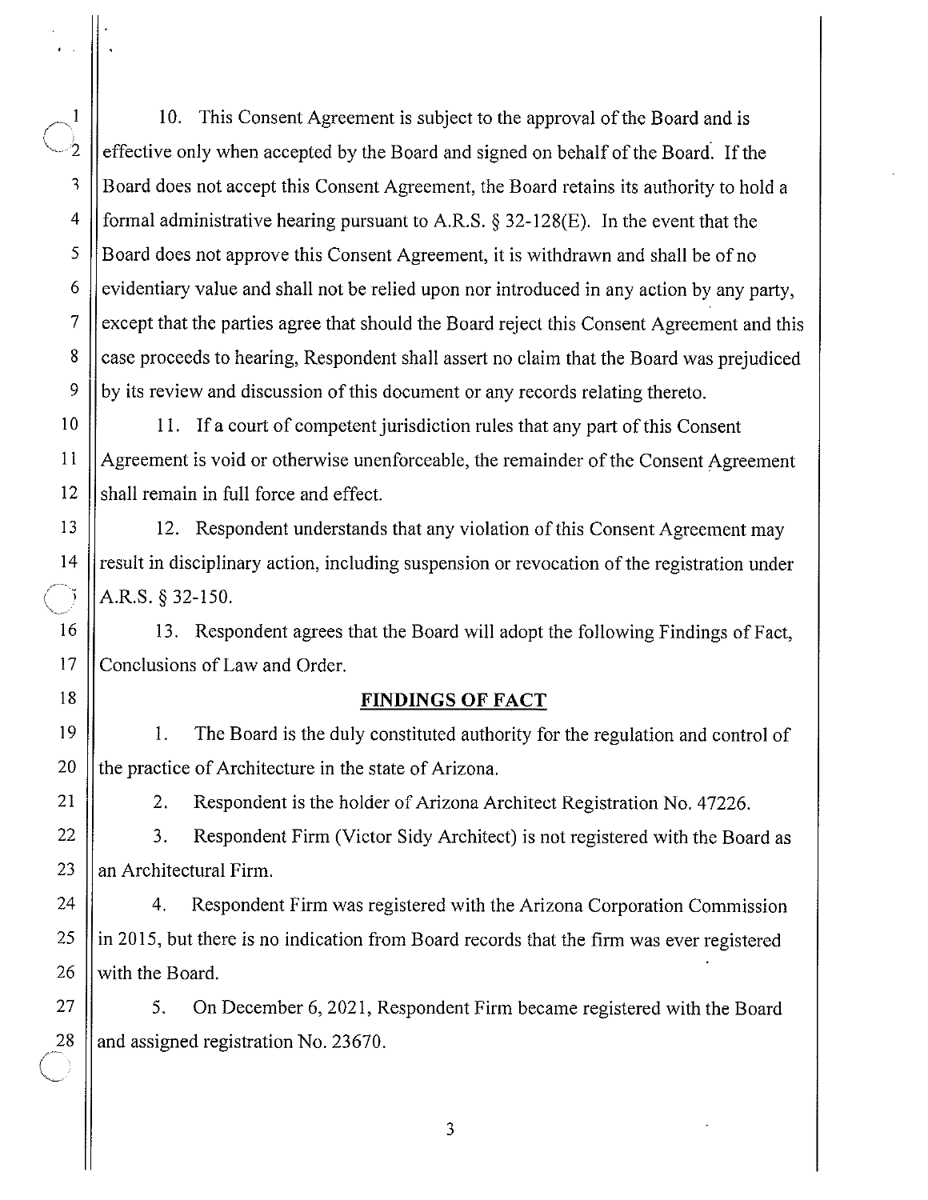10. This Consent Agreement is subject to the approval of the Board and is effective only when accepted by the Board and signed on behalf of the Board. If the Board does not accept this Consent Agreement, the Board retains its authority to hold a formal administrative hearing pursuant to A.R.S. § 32-128(E). In the event that the Board does not approve this Consent Agreement, it is withdrawn and shall be of no evidentiary value and shall not be relied upon nor introduced in any action by any party, except that the parties agree that should the Board reject this Consent Agreement and this case proceeds to hearing, Respondent shall assert no claim that the Board was prejudiced by its review and discussion of this document or any records relating thereto.

11. If a court of competent jurisdiction rules that any part of this Consent Agreement is void or otherwise unenforceable, the remainder of the Consent Agreement shall remain in full force and effect.

12. Respondent understands that any violation of this Consent Agreement may result in disciplinary action, including suspension or revocation of the registration under A.R.S. § 32-150.

13. Respondent agrees that the Board will adopt the following Findings of Fact, Conclusions of Law and Order.

## FINDINGS OF FACT

1. The Board is the duly constituted authority for the regulation and control of the practice of Architecture in the state of Arizona.

2. Respondent is the holder of Arizona Architect Registration No. 47226.

3. Respondent Firm (Victor Sidy Architect) is not registered with the Board as an Architectural Firm.

4. Respondent Firm was registered with the Arizona Corporation Commission in 2015, but there is no indication from Board records that the firm was ever registered with the Board.

5. On December 6, 2021, Respondent Firm became registered with the Board and assigned registration No. 23670.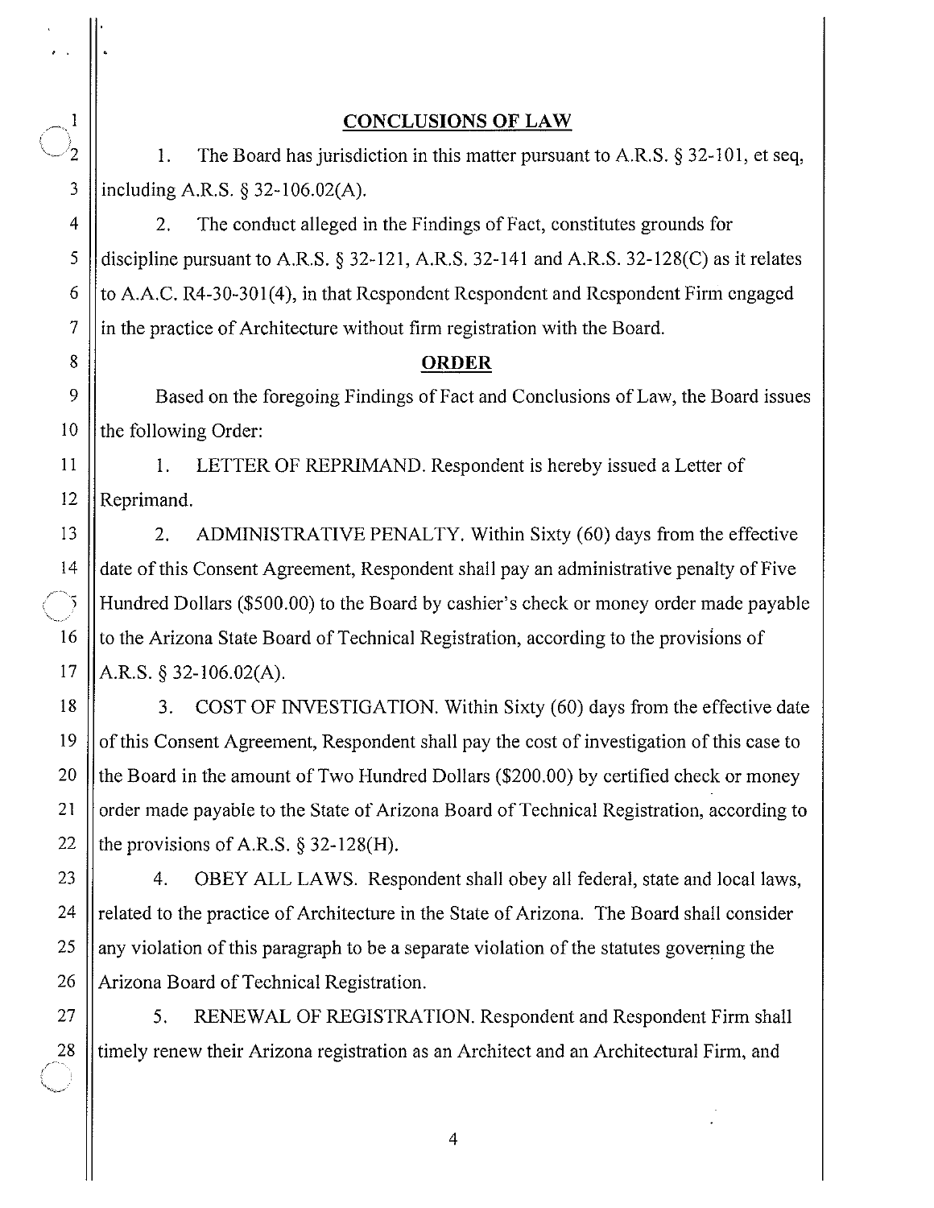## CONCLUSIONS OF LAW

1. The Board has jurisdiction in this matter pursuant to A.R.S. § 32-101, et seq, including A.R.S. § 32-106.02(A).

2. The conduct alleged in the Findings of Fact, constitutes grounds for discipline pursuant to A.R.S. § 32-121, A.R.S. 32-141 and A.R.S. 32-128(C) as it relates to A.A.C. R4-30-301(4), in that Respondent Respondent and Respondent Firm engaged in the practice of Architecture without firm registration with the Board.

## ORDER

Based on the foregoing Findings of Fact and Conclusions of Law, the Board issues the following Order:

1. LETTER OF REPRIMAND. Respondent is hereby issued a Letter of Reprimand.

2. ADMINISTRATIVE PENALTY. Within Sixty (60) days from the effective date of this Consent Agreement, Respondent shall pay an administrative penalty of Five Hundred Dollars ($500.00) to the Board by cashier's check or money order made payable to the Arizona State Board of Technical Registration, according to the provisions of A.R.S. § 32-106.02(A).

3. COST OF INVESTIGATION. Within Sixty (60) days from the effective date of this Consent Agreement, Respondent shall pay the cost of investigation of this case to the Board in the amount of Two Hundred Dollars ($200.00) by certified check or money order made payable to the State of Arizona Board of Technical Registration, according to the provisions of A.R.S. § 32-128(H).

4. OBEY ALL LAWS. Respondent shall obey all federal, state and local laws, related to the practice of Architecture in the State of Arizona. The Board shall consider any violation of this paragraph to be a separate violation of the statutes governing the Arizona Board of Technical Registration.

5. RENEWAL OF REGISTRATION. Respondent and Respondent Firm shall timely renew their Arizona registration as an Architect and an Architectural Firm, and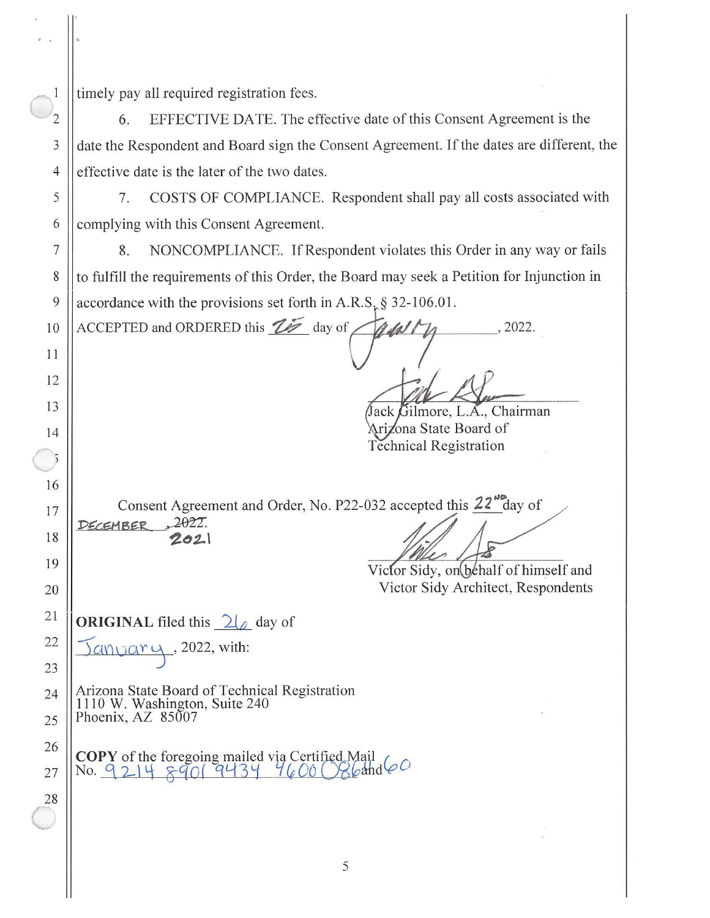timely pay all required registration fees.

6. EFFECTIVE DATE. The effective date of this Consent Agreement is the date the Respondent and Board sign the Consent Agreement. If the dates are different, the effective date is the later of the two dates.

7. COSTS OF COMPLIANCE. Respondent shall pay all costs associated with complying with this Consent Agreement.

8. NONCOMPLIANCE. If Respondent violates this Order in any way or fails to fulfill the requirements of this Order, the Board may seek a Petition for Injunction in accordance with the provisions set forth in A.R.S. § 32-106.01.

ACCEPTED and ORDERED this 25 day of January, 2022.

Jack Gilmore, L.A., Chairman
Arizona State Board of
Technical Registration

Consent Agreement and Order, No. P22-032 accepted this 22ND day of ~~December, 2022~~ DECEMBER 2021

Victor Sidy, on behalf of himself and
Victor Sidy Architect, Respondents

**ORIGINAL** filed this 26 day of January, 2022, with:

Arizona State Board of Technical Registration
1110 W. Washington, Suite 240
Phoenix, AZ 85007

**COPY** of the foregoing mailed via Certified Mail
No. 9214 8901 9434 4600 0864 and 60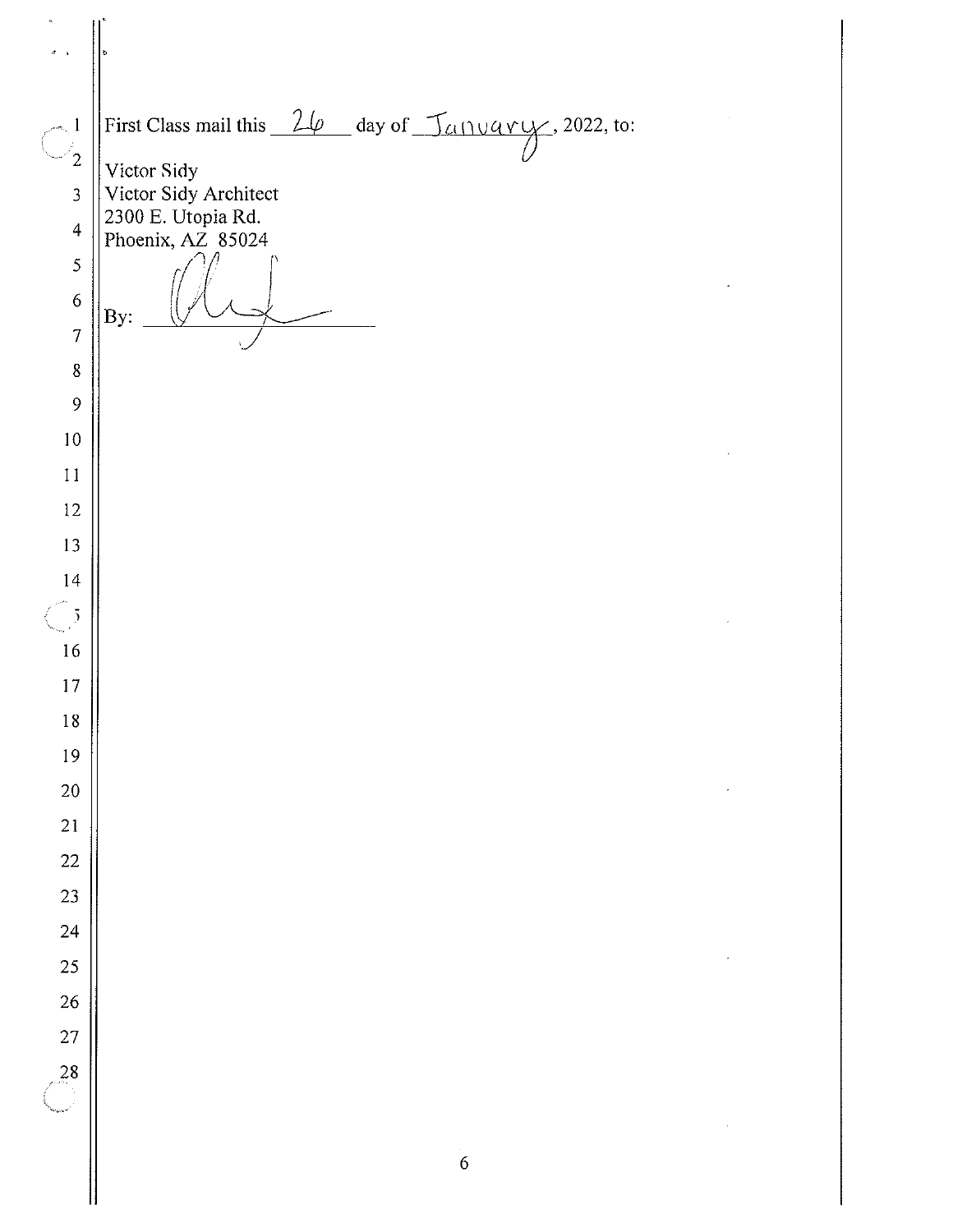First Class mail this 26 day of January, 2022, to:

Victor Sidy
Victor Sidy Architect
2300 E. Utopia Rd.
Phoenix, AZ 85024

By: ______________________